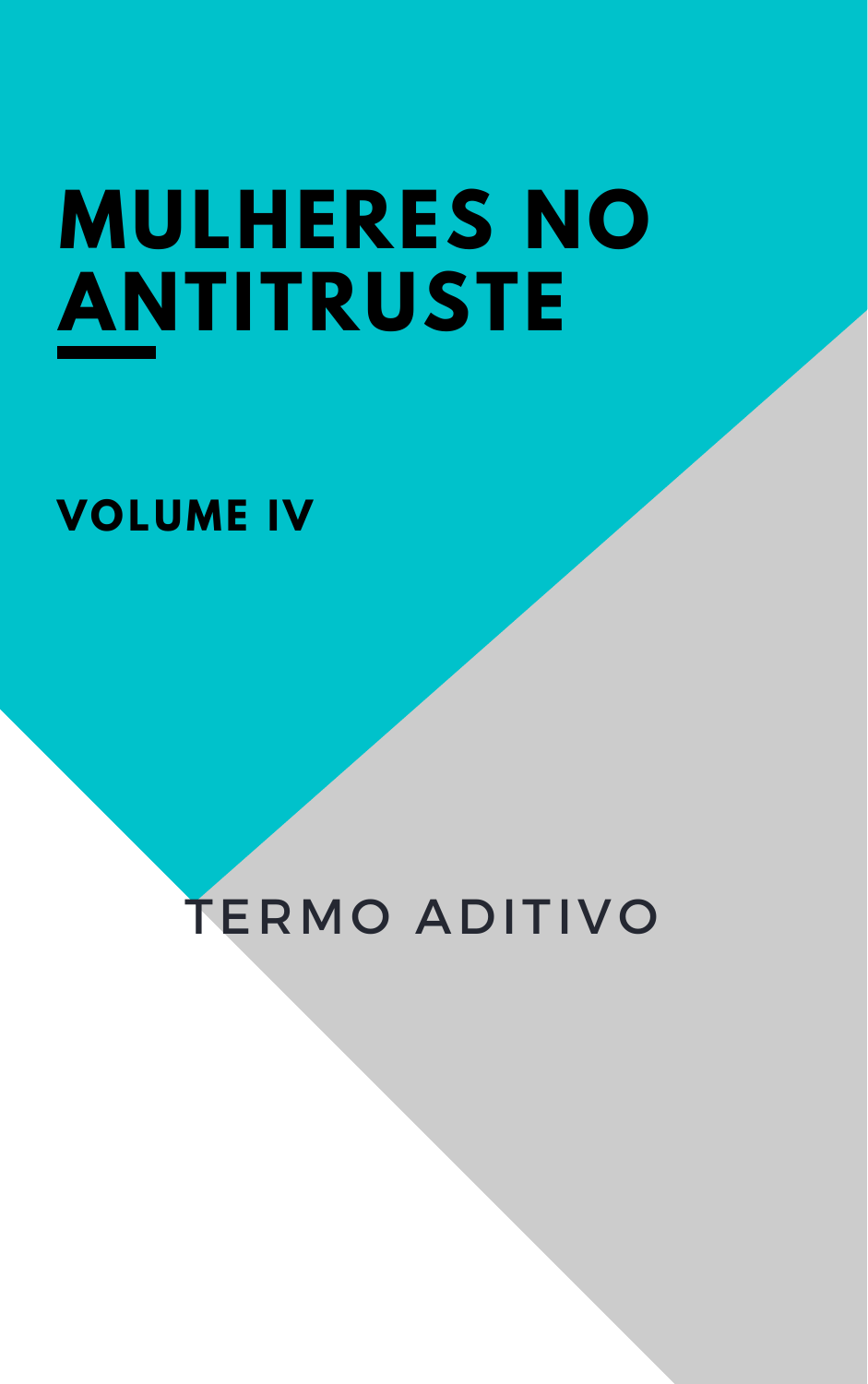# MULHERES NO ANTITRUSTE

## VOLUME IV

TERMO ADITIVO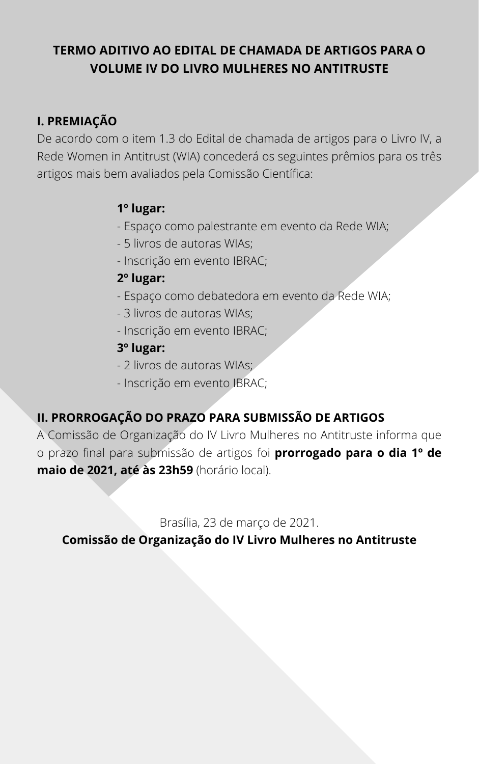# TERMO ADITIVO AO EDITAL DE CHAMADA DE ARTIGOS PARA O VOLUME IV DO LIVRO MULHERES NO ANTITRUSTE

## I. PREMIAÇÃO

De acordo com o item 1.3 do Edital de chamada de artigos para o Livro IV, a Rede Women in Antitrust (WIA) concederá os seguintes prêmios para os três artigos mais bem avaliados pela Comissão Científica:

**1º lugar:**
- Espaço como palestrante em evento da Rede WIA;
- 5 livros de autoras WIAs;
- Inscrição em evento IBRAC;

**2º lugar:**
- Espaço como debatedora em evento da Rede WIA;
- 3 livros de autoras WIAs;
- Inscrição em evento IBRAC;

**3º lugar:**
- 2 livros de autoras WIAs;
- Inscrição em evento IBRAC;

## II. PRORROGAÇÃO DO PRAZO PARA SUBMISSÃO DE ARTIGOS

A Comissão de Organização do IV Livro Mulheres no Antitruste informa que o prazo final para submissão de artigos foi **prorrogado para o dia 1º de maio de 2021, até às 23h59** (horário local).

Brasília, 23 de março de 2021.

**Comissão de Organização do IV Livro Mulheres no Antitruste**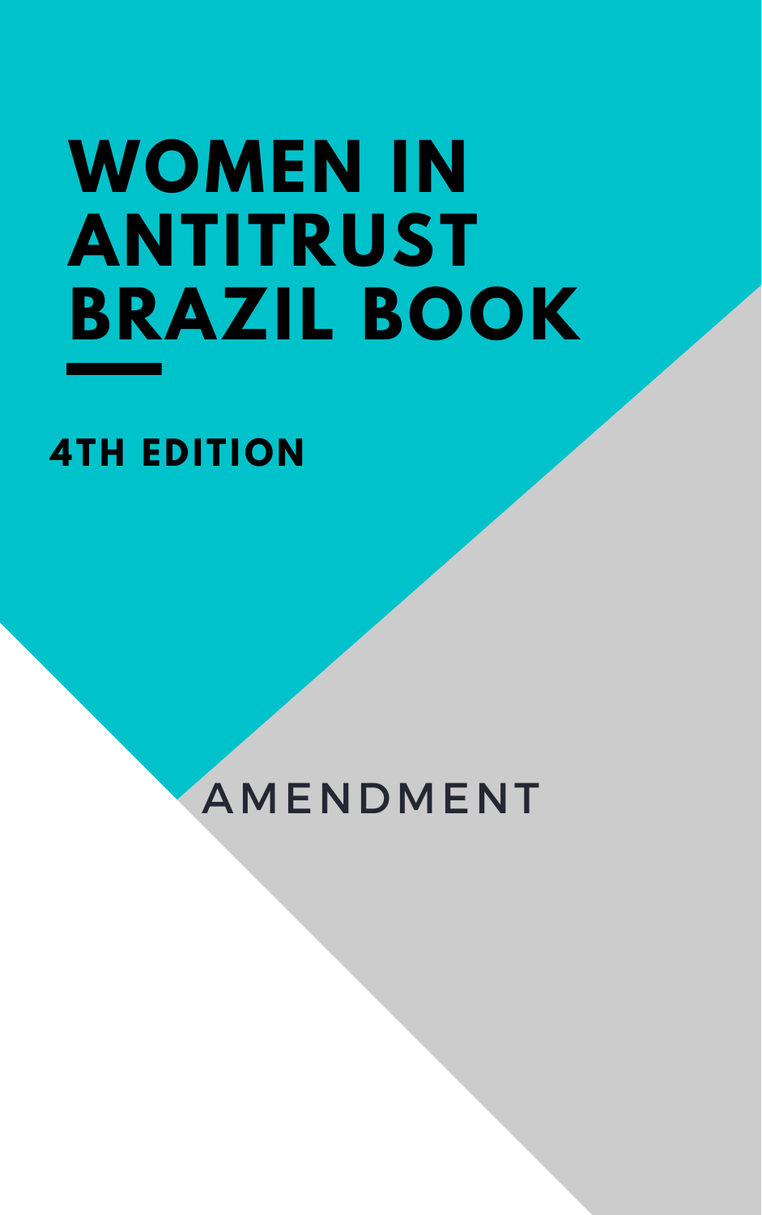# WOMEN IN ANTITRUST BRAZIL BOOK

## 4TH EDITION

AMENDMENT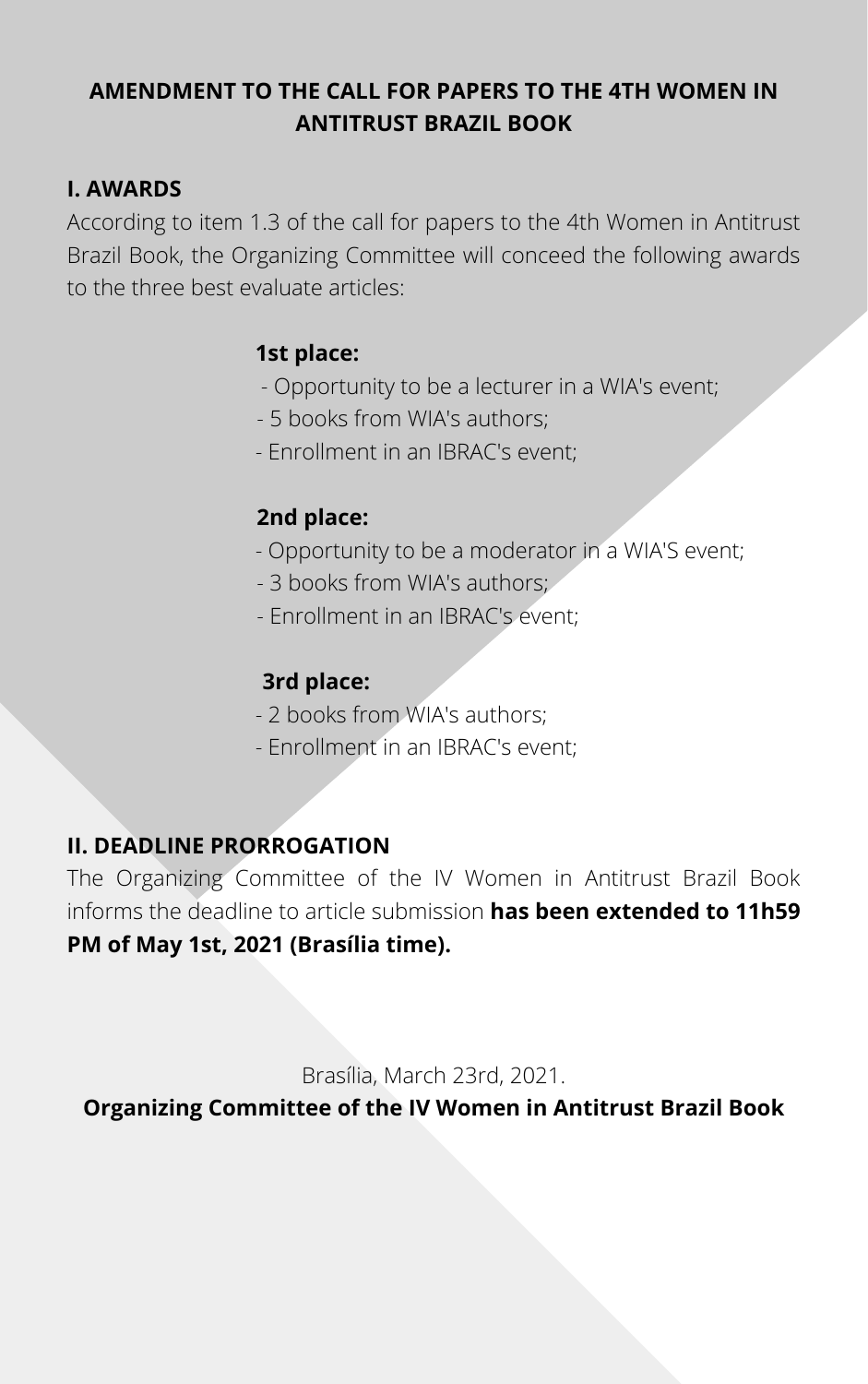# AMENDMENT TO THE CALL FOR PAPERS TO THE 4TH WOMEN IN ANTITRUST BRAZIL BOOK

## I. AWARDS

According to item 1.3 of the call for papers to the 4th Women in Antitrust Brazil Book, the Organizing Committee will conceed the following awards to the three best evaluate articles:

**1st place:**

- Opportunity to be a lecturer in a WIA's event;
- 5 books from WIA's authors;
- Enrollment in an IBRAC's event;

**2nd place:**

- Opportunity to be a moderator in a WIA'S event;
- 3 books from WIA's authors;
- Enrollment in an IBRAC's event;

**3rd place:**

- 2 books from WIA's authors;
- Enrollment in an IBRAC's event;

## II. DEADLINE PRORROGATION

The Organizing Committee of the IV Women in Antitrust Brazil Book informs the deadline to article submission **has been extended to 11h59 PM of May 1st, 2021 (Brasília time).**

Brasília, March 23rd, 2021.

**Organizing Committee of the IV Women in Antitrust Brazil Book**